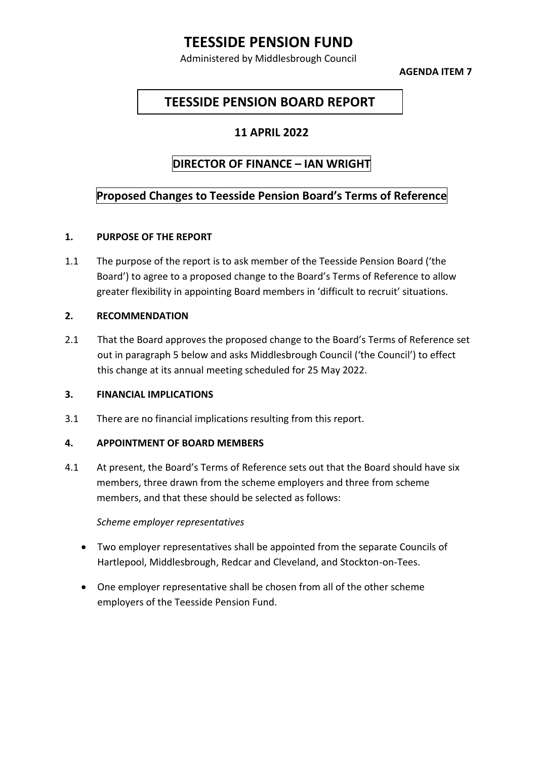# TEESSIDE PENSION FUND

Administered by Middlesbrough Council

**AGENDA ITEM 7**

## TEESSIDE PENSION BOARD REPORT

### 11 APRIL 2022

### DIRECTOR OF FINANCE – IAN WRIGHT

### Proposed Changes to Teesside Pension Board's Terms of Reference

**1. PURPOSE OF THE REPORT**

1.1 The purpose of the report is to ask member of the Teesside Pension Board ('the Board') to agree to a proposed change to the Board's Terms of Reference to allow greater flexibility in appointing Board members in 'difficult to recruit' situations.

**2. RECOMMENDATION**

2.1 That the Board approves the proposed change to the Board's Terms of Reference set out in paragraph 5 below and asks Middlesbrough Council ('the Council') to effect this change at its annual meeting scheduled for 25 May 2022.

**3. FINANCIAL IMPLICATIONS**

3.1 There are no financial implications resulting from this report.

**4. APPOINTMENT OF BOARD MEMBERS**

4.1 At present, the Board's Terms of Reference sets out that the Board should have six members, three drawn from the scheme employers and three from scheme members, and that these should be selected as follows:

*Scheme employer representatives*

- Two employer representatives shall be appointed from the separate Councils of Hartlepool, Middlesbrough, Redcar and Cleveland, and Stockton-on-Tees.
- One employer representative shall be chosen from all of the other scheme employers of the Teesside Pension Fund.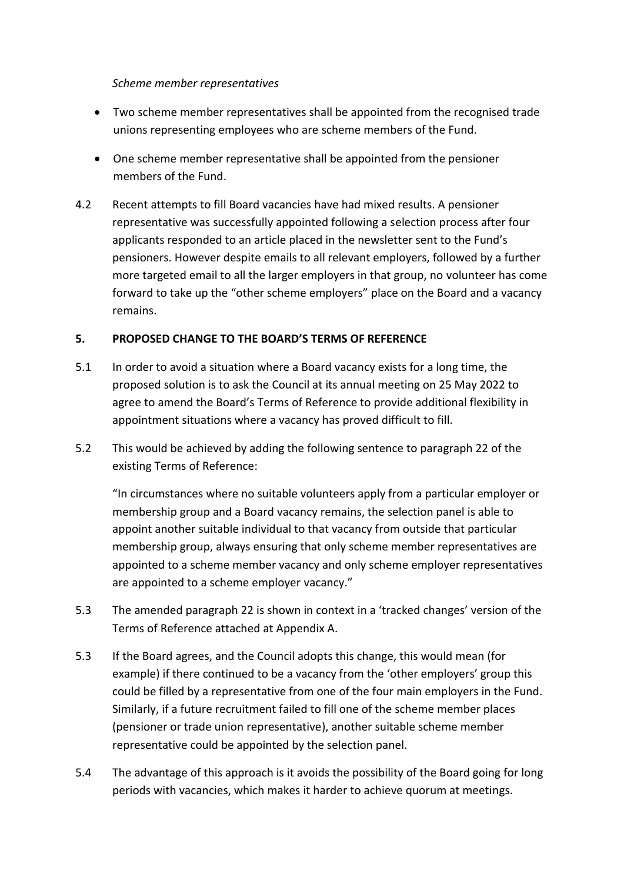*Scheme member representatives*

- Two scheme member representatives shall be appointed from the recognised trade unions representing employees who are scheme members of the Fund.
- One scheme member representative shall be appointed from the pensioner members of the Fund.

4.2 Recent attempts to fill Board vacancies have had mixed results. A pensioner representative was successfully appointed following a selection process after four applicants responded to an article placed in the newsletter sent to the Fund's pensioners. However despite emails to all relevant employers, followed by a further more targeted email to all the larger employers in that group, no volunteer has come forward to take up the "other scheme employers" place on the Board and a vacancy remains.

## 5. PROPOSED CHANGE TO THE BOARD'S TERMS OF REFERENCE

5.1 In order to avoid a situation where a Board vacancy exists for a long time, the proposed solution is to ask the Council at its annual meeting on 25 May 2022 to agree to amend the Board's Terms of Reference to provide additional flexibility in appointment situations where a vacancy has proved difficult to fill.

5.2 This would be achieved by adding the following sentence to paragraph 22 of the existing Terms of Reference:

"In circumstances where no suitable volunteers apply from a particular employer or membership group and a Board vacancy remains, the selection panel is able to appoint another suitable individual to that vacancy from outside that particular membership group, always ensuring that only scheme member representatives are appointed to a scheme member vacancy and only scheme employer representatives are appointed to a scheme employer vacancy."

5.3 The amended paragraph 22 is shown in context in a 'tracked changes' version of the Terms of Reference attached at Appendix A.

5.3 If the Board agrees, and the Council adopts this change, this would mean (for example) if there continued to be a vacancy from the 'other employers' group this could be filled by a representative from one of the four main employers in the Fund. Similarly, if a future recruitment failed to fill one of the scheme member places (pensioner or trade union representative), another suitable scheme member representative could be appointed by the selection panel.

5.4 The advantage of this approach is it avoids the possibility of the Board going for long periods with vacancies, which makes it harder to achieve quorum at meetings.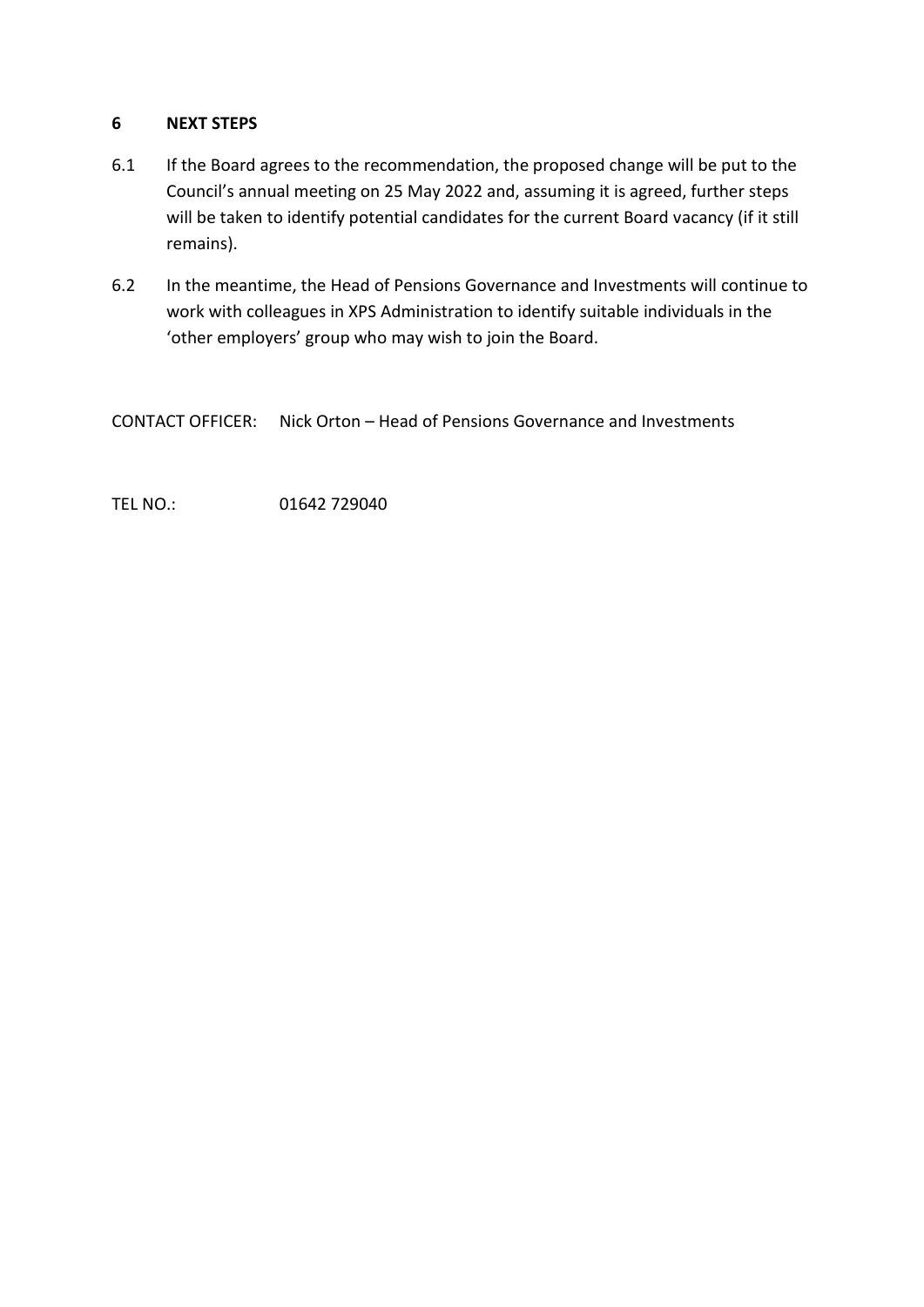## 6 NEXT STEPS

6.1 If the Board agrees to the recommendation, the proposed change will be put to the Council's annual meeting on 25 May 2022 and, assuming it is agreed, further steps will be taken to identify potential candidates for the current Board vacancy (if it still remains).

6.2 In the meantime, the Head of Pensions Governance and Investments will continue to work with colleagues in XPS Administration to identify suitable individuals in the 'other employers' group who may wish to join the Board.

CONTACT OFFICER: Nick Orton – Head of Pensions Governance and Investments

TEL NO.: 01642 729040